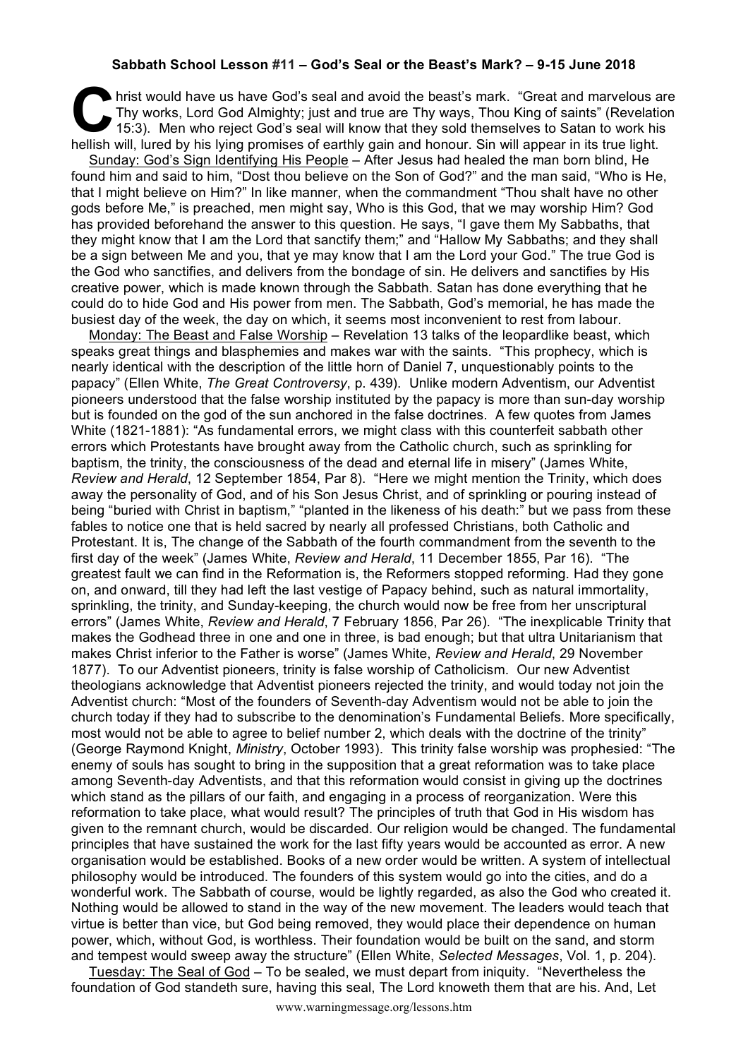**Sabbath School Lesson #11 – God's Seal or the Beast's Mark? – 9-15 June 2018**

Christ would have us have God's seal and avoid the beast's mark. "Great and marvelous are Thy works, Lord God Almighty; just and true are Thy ways, Thou King of saints" (Revelation 15:3). Men who reject God's seal will know that they sold themselves to Satan to work his hellish will, lured by his lying promises of earthly gain and honour. Sin will appear in its true light.

Sunday: God's Sign Identifying His People – After Jesus had healed the man born blind, He found him and said to him, "Dost thou believe on the Son of God?" and the man said, "Who is He, that I might believe on Him?" In like manner, when the commandment "Thou shalt have no other gods before Me," is preached, men might say, Who is this God, that we may worship Him? God has provided beforehand the answer to this question. He says, "I gave them My Sabbaths, that they might know that I am the Lord that sanctify them;" and "Hallow My Sabbaths; and they shall be a sign between Me and you, that ye may know that I am the Lord your God." The true God is the God who sanctifies, and delivers from the bondage of sin. He delivers and sanctifies by His creative power, which is made known through the Sabbath. Satan has done everything that he could do to hide God and His power from men. The Sabbath, God's memorial, he has made the busiest day of the week, the day on which, it seems most inconvenient to rest from labour.

Monday: The Beast and False Worship – Revelation 13 talks of the leopardlike beast, which speaks great things and blasphemies and makes war with the saints. "This prophecy, which is nearly identical with the description of the little horn of Daniel 7, unquestionably points to the papacy" (Ellen White, *The Great Controversy*, p. 439). Unlike modern Adventism, our Adventist pioneers understood that the false worship instituted by the papacy is more than sun-day worship but is founded on the god of the sun anchored in the false doctrines. A few quotes from James White (1821-1881): "As fundamental errors, we might class with this counterfeit sabbath other errors which Protestants have brought away from the Catholic church, such as sprinkling for baptism, the trinity, the consciousness of the dead and eternal life in misery" (James White, *Review and Herald*, 12 September 1854, Par 8). "Here we might mention the Trinity, which does away the personality of God, and of his Son Jesus Christ, and of sprinkling or pouring instead of being "buried with Christ in baptism," "planted in the likeness of his death:" but we pass from these fables to notice one that is held sacred by nearly all professed Christians, both Catholic and Protestant. It is, The change of the Sabbath of the fourth commandment from the seventh to the first day of the week" (James White, *Review and Herald*, 11 December 1855, Par 16). "The greatest fault we can find in the Reformation is, the Reformers stopped reforming. Had they gone on, and onward, till they had left the last vestige of Papacy behind, such as natural immortality, sprinkling, the trinity, and Sunday-keeping, the church would now be free from her unscriptural errors" (James White, *Review and Herald*, 7 February 1856, Par 26). "The inexplicable Trinity that makes the Godhead three in one and one in three, is bad enough; but that ultra Unitarianism that makes Christ inferior to the Father is worse" (James White, *Review and Herald*, 29 November 1877). To our Adventist pioneers, trinity is false worship of Catholicism. Our new Adventist theologians acknowledge that Adventist pioneers rejected the trinity, and would today not join the Adventist church: "Most of the founders of Seventh-day Adventism would not be able to join the church today if they had to subscribe to the denomination's Fundamental Beliefs. More specifically, most would not be able to agree to belief number 2, which deals with the doctrine of the trinity" (George Raymond Knight, *Ministry*, October 1993). This trinity false worship was prophesied: "The enemy of souls has sought to bring in the supposition that a great reformation was to take place among Seventh-day Adventists, and that this reformation would consist in giving up the doctrines which stand as the pillars of our faith, and engaging in a process of reorganization. Were this reformation to take place, what would result? The principles of truth that God in His wisdom has given to the remnant church, would be discarded. Our religion would be changed. The fundamental principles that have sustained the work for the last fifty years would be accounted as error. A new organisation would be established. Books of a new order would be written. A system of intellectual philosophy would be introduced. The founders of this system would go into the cities, and do a wonderful work. The Sabbath of course, would be lightly regarded, as also the God who created it. Nothing would be allowed to stand in the way of the new movement. The leaders would teach that virtue is better than vice, but God being removed, they would place their dependence on human power, which, without God, is worthless. Their foundation would be built on the sand, and storm and tempest would sweep away the structure" (Ellen White, *Selected Messages*, Vol. 1, p. 204).

Tuesday: The Seal of God – To be sealed, we must depart from iniquity. "Nevertheless the foundation of God standeth sure, having this seal, The Lord knoweth them that are his. And, Let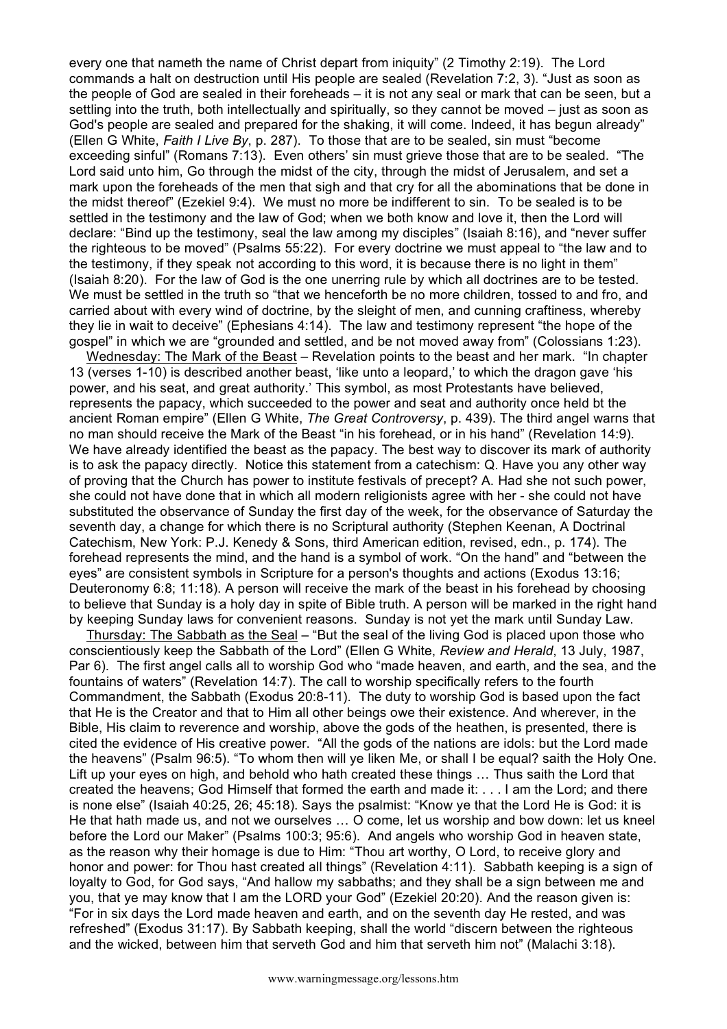every one that nameth the name of Christ depart from iniquity" (2 Timothy 2:19). The Lord commands a halt on destruction until His people are sealed (Revelation 7:2, 3). "Just as soon as the people of God are sealed in their foreheads – it is not any seal or mark that can be seen, but a settling into the truth, both intellectually and spiritually, so they cannot be moved – just as soon as God's people are sealed and prepared for the shaking, it will come. Indeed, it has begun already" (Ellen G White, *Faith I Live By*, p. 287). To those that are to be sealed, sin must "become exceeding sinful" (Romans 7:13). Even others' sin must grieve those that are to be sealed. "The Lord said unto him, Go through the midst of the city, through the midst of Jerusalem, and set a mark upon the foreheads of the men that sigh and that cry for all the abominations that be done in the midst thereof" (Ezekiel 9:4). We must no more be indifferent to sin. To be sealed is to be settled in the testimony and the law of God; when we both know and love it, then the Lord will declare: "Bind up the testimony, seal the law among my disciples" (Isaiah 8:16), and "never suffer the righteous to be moved" (Psalms 55:22). For every doctrine we must appeal to "the law and to the testimony, if they speak not according to this word, it is because there is no light in them" (Isaiah 8:20). For the law of God is the one unerring rule by which all doctrines are to be tested. We must be settled in the truth so "that we henceforth be no more children, tossed to and fro, and carried about with every wind of doctrine, by the sleight of men, and cunning craftiness, whereby they lie in wait to deceive" (Ephesians 4:14). The law and testimony represent "the hope of the gospel" in which we are "grounded and settled, and be not moved away from" (Colossians 1:23).

Wednesday: The Mark of the Beast – Revelation points to the beast and her mark. "In chapter 13 (verses 1-10) is described another beast, 'like unto a leopard,' to which the dragon gave 'his power, and his seat, and great authority.' This symbol, as most Protestants have believed, represents the papacy, which succeeded to the power and seat and authority once held bt the ancient Roman empire" (Ellen G White, *The Great Controversy*, p. 439). The third angel warns that no man should receive the Mark of the Beast "in his forehead, or in his hand" (Revelation 14:9). We have already identified the beast as the papacy. The best way to discover its mark of authority is to ask the papacy directly. Notice this statement from a catechism: Q. Have you any other way of proving that the Church has power to institute festivals of precept? A. Had she not such power, she could not have done that in which all modern religionists agree with her - she could not have substituted the observance of Sunday the first day of the week, for the observance of Saturday the seventh day, a change for which there is no Scriptural authority (Stephen Keenan, A Doctrinal Catechism, New York: P.J. Kenedy & Sons, third American edition, revised, edn., p. 174). The forehead represents the mind, and the hand is a symbol of work. "On the hand" and "between the eyes" are consistent symbols in Scripture for a person's thoughts and actions (Exodus 13:16; Deuteronomy 6:8; 11:18). A person will receive the mark of the beast in his forehead by choosing to believe that Sunday is a holy day in spite of Bible truth. A person will be marked in the right hand by keeping Sunday laws for convenient reasons. Sunday is not yet the mark until Sunday Law.

Thursday: The Sabbath as the Seal – "But the seal of the living God is placed upon those who conscientiously keep the Sabbath of the Lord" (Ellen G White, *Review and Herald*, 13 July, 1987, Par 6). The first angel calls all to worship God who "made heaven, and earth, and the sea, and the fountains of waters" (Revelation 14:7). The call to worship specifically refers to the fourth Commandment, the Sabbath (Exodus 20:8-11). The duty to worship God is based upon the fact that He is the Creator and that to Him all other beings owe their existence. And wherever, in the Bible, His claim to reverence and worship, above the gods of the heathen, is presented, there is cited the evidence of His creative power. "All the gods of the nations are idols: but the Lord made the heavens" (Psalm 96:5). "To whom then will ye liken Me, or shall I be equal? saith the Holy One. Lift up your eyes on high, and behold who hath created these things … Thus saith the Lord that created the heavens; God Himself that formed the earth and made it: . . . I am the Lord; and there is none else" (Isaiah 40:25, 26; 45:18). Says the psalmist: "Know ye that the Lord He is God: it is He that hath made us, and not we ourselves … O come, let us worship and bow down: let us kneel before the Lord our Maker" (Psalms 100:3; 95:6). And angels who worship God in heaven state, as the reason why their homage is due to Him: "Thou art worthy, O Lord, to receive glory and honor and power: for Thou hast created all things" (Revelation 4:11). Sabbath keeping is a sign of loyalty to God, for God says, "And hallow my sabbaths; and they shall be a sign between me and you, that ye may know that I am the LORD your God" (Ezekiel 20:20). And the reason given is: "For in six days the Lord made heaven and earth, and on the seventh day He rested, and was refreshed" (Exodus 31:17). By Sabbath keeping, shall the world "discern between the righteous and the wicked, between him that serveth God and him that serveth him not" (Malachi 3:18).